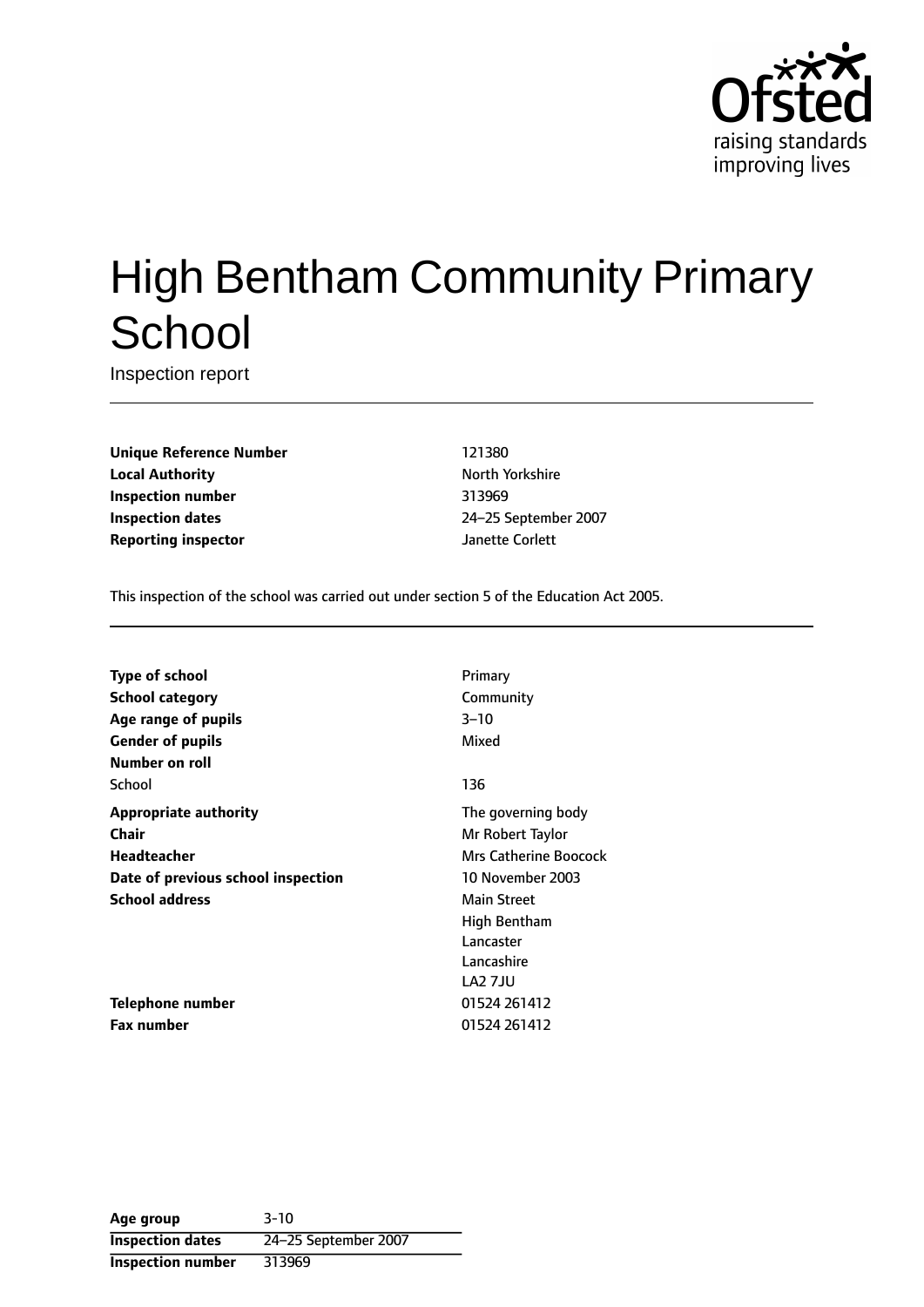# High Bentham Community Primary School

Inspection report

| | |
|---|---|
| **Unique Reference Number** | 121380 |
| **Local Authority** | North Yorkshire |
| **Inspection number** | 313969 |
| **Inspection dates** | 24–25 September 2007 |
| **Reporting inspector** | Janette Corlett |

This inspection of the school was carried out under section 5 of the Education Act 2005.

| | |
|---|---|
| **Type of school** | Primary |
| **School category** | Community |
| **Age range of pupils** | 3–10 |
| **Gender of pupils** | Mixed |
| **Number on roll** | |
| School | 136 |
| **Appropriate authority** | The governing body |
| **Chair** | Mr Robert Taylor |
| **Headteacher** | Mrs Catherine Boocock |
| **Date of previous school inspection** | 10 November 2003 |
| **School address** | Main Street<br>High Bentham<br>Lancaster<br>Lancashire<br>LA2 7JU |
| **Telephone number** | 01524 261412 |
| **Fax number** | 01524 261412 |

| | |
|---|---|
| **Age group** | 3-10 |
| **Inspection dates** | 24–25 September 2007 |
| **Inspection number** | 313969 |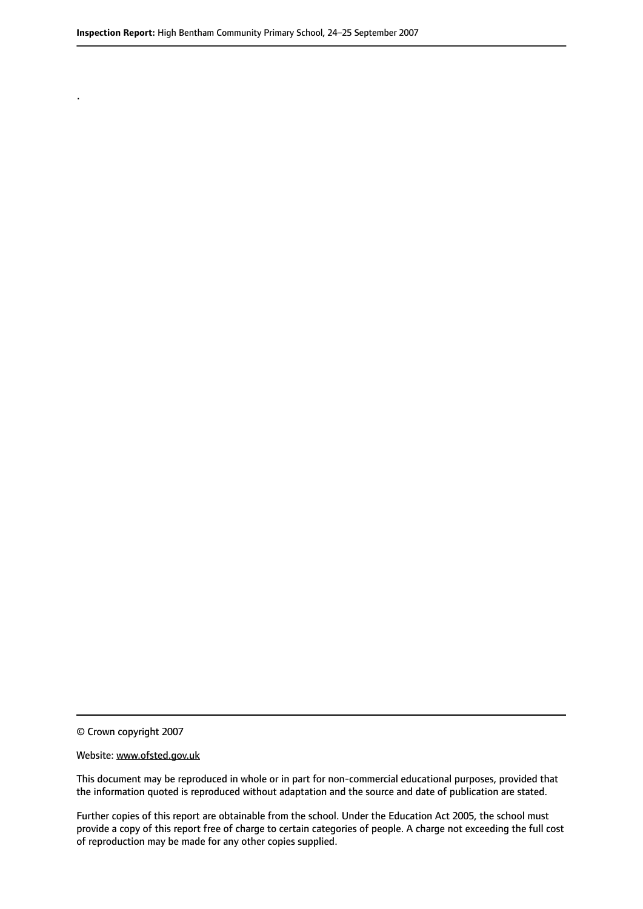.

© Crown copyright 2007

Website: www.ofsted.gov.uk

This document may be reproduced in whole or in part for non-commercial educational purposes, provided that the information quoted is reproduced without adaptation and the source and date of publication are stated.

Further copies of this report are obtainable from the school. Under the Education Act 2005, the school must provide a copy of this report free of charge to certain categories of people. A charge not exceeding the full cost of reproduction may be made for any other copies supplied.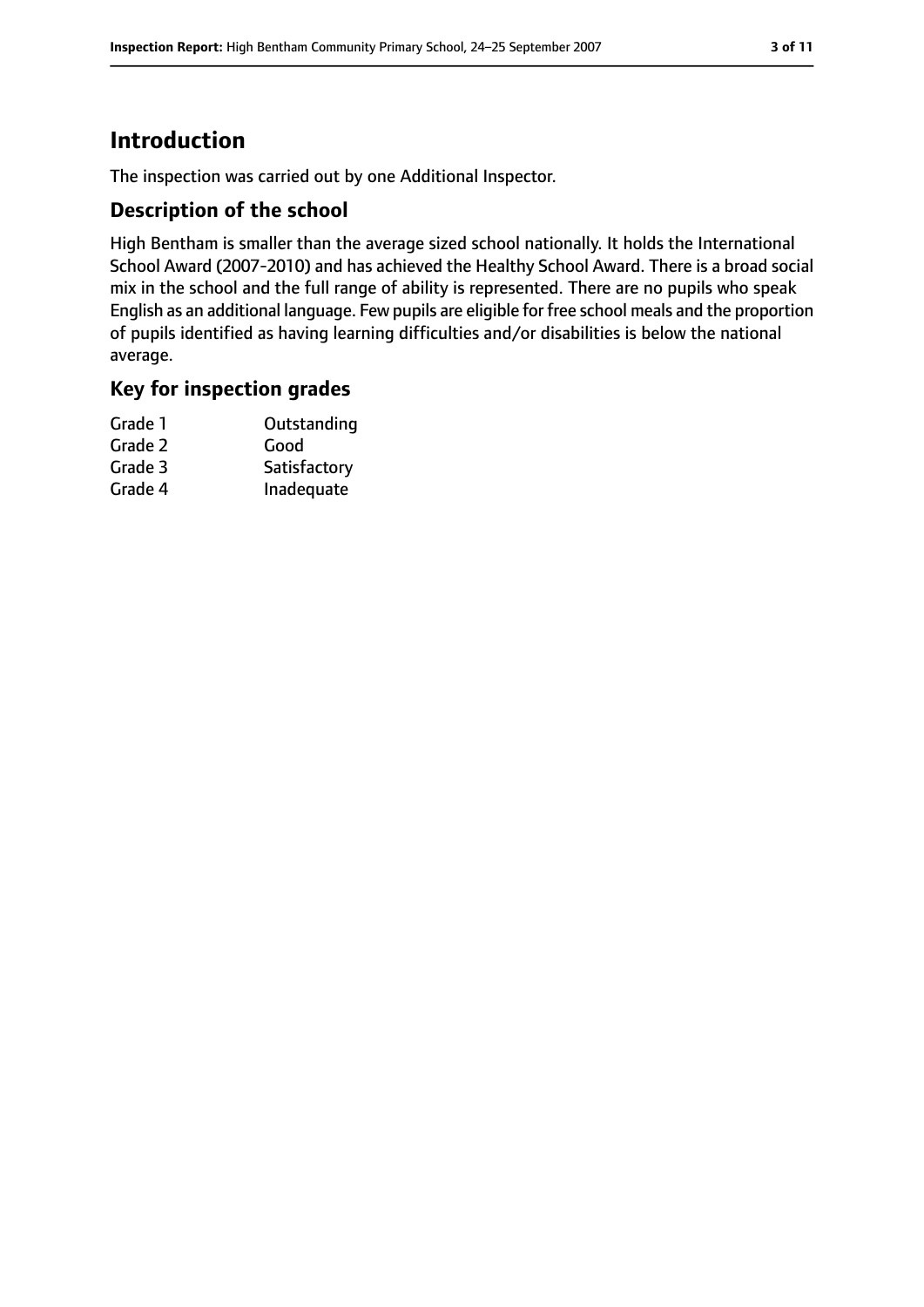## Introduction

The inspection was carried out by one Additional Inspector.

### Description of the school

High Bentham is smaller than the average sized school nationally. It holds the International School Award (2007-2010) and has achieved the Healthy School Award. There is a broad social mix in the school and the full range of ability is represented. There are no pupils who speak English as an additional language. Few pupils are eligible for free school meals and the proportion of pupils identified as having learning difficulties and/or disabilities is below the national average.

### Key for inspection grades

| | |
|---|---|
| Grade 1 | Outstanding |
| Grade 2 | Good |
| Grade 3 | Satisfactory |
| Grade 4 | Inadequate |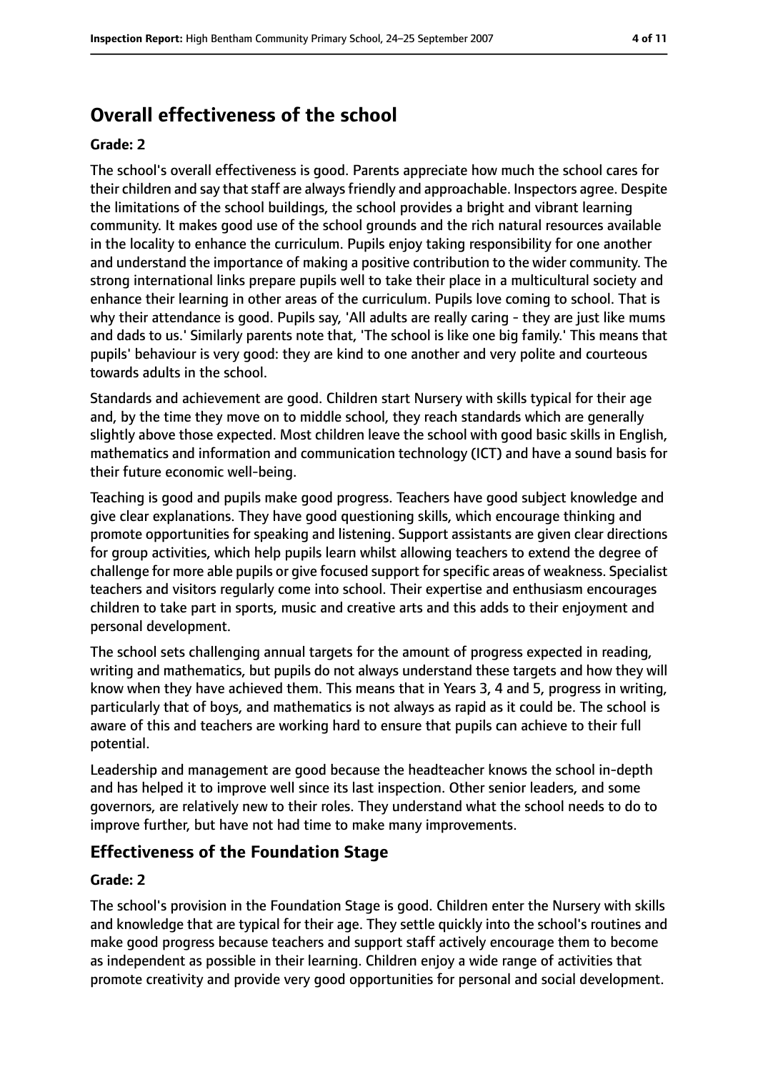## Overall effectiveness of the school

**Grade: 2**

The school's overall effectiveness is good. Parents appreciate how much the school cares for their children and say that staff are always friendly and approachable. Inspectors agree. Despite the limitations of the school buildings, the school provides a bright and vibrant learning community. It makes good use of the school grounds and the rich natural resources available in the locality to enhance the curriculum. Pupils enjoy taking responsibility for one another and understand the importance of making a positive contribution to the wider community. The strong international links prepare pupils well to take their place in a multicultural society and enhance their learning in other areas of the curriculum. Pupils love coming to school. That is why their attendance is good. Pupils say, 'All adults are really caring - they are just like mums and dads to us.' Similarly parents note that, 'The school is like one big family.' This means that pupils' behaviour is very good: they are kind to one another and very polite and courteous towards adults in the school.

Standards and achievement are good. Children start Nursery with skills typical for their age and, by the time they move on to middle school, they reach standards which are generally slightly above those expected. Most children leave the school with good basic skills in English, mathematics and information and communication technology (ICT) and have a sound basis for their future economic well-being.

Teaching is good and pupils make good progress. Teachers have good subject knowledge and give clear explanations. They have good questioning skills, which encourage thinking and promote opportunities for speaking and listening. Support assistants are given clear directions for group activities, which help pupils learn whilst allowing teachers to extend the degree of challenge for more able pupils or give focused support for specific areas of weakness. Specialist teachers and visitors regularly come into school. Their expertise and enthusiasm encourages children to take part in sports, music and creative arts and this adds to their enjoyment and personal development.

The school sets challenging annual targets for the amount of progress expected in reading, writing and mathematics, but pupils do not always understand these targets and how they will know when they have achieved them. This means that in Years 3, 4 and 5, progress in writing, particularly that of boys, and mathematics is not always as rapid as it could be. The school is aware of this and teachers are working hard to ensure that pupils can achieve to their full potential.

Leadership and management are good because the headteacher knows the school in-depth and has helped it to improve well since its last inspection. Other senior leaders, and some governors, are relatively new to their roles. They understand what the school needs to do to improve further, but have not had time to make many improvements.

### Effectiveness of the Foundation Stage

**Grade: 2**

The school's provision in the Foundation Stage is good. Children enter the Nursery with skills and knowledge that are typical for their age. They settle quickly into the school's routines and make good progress because teachers and support staff actively encourage them to become as independent as possible in their learning. Children enjoy a wide range of activities that promote creativity and provide very good opportunities for personal and social development.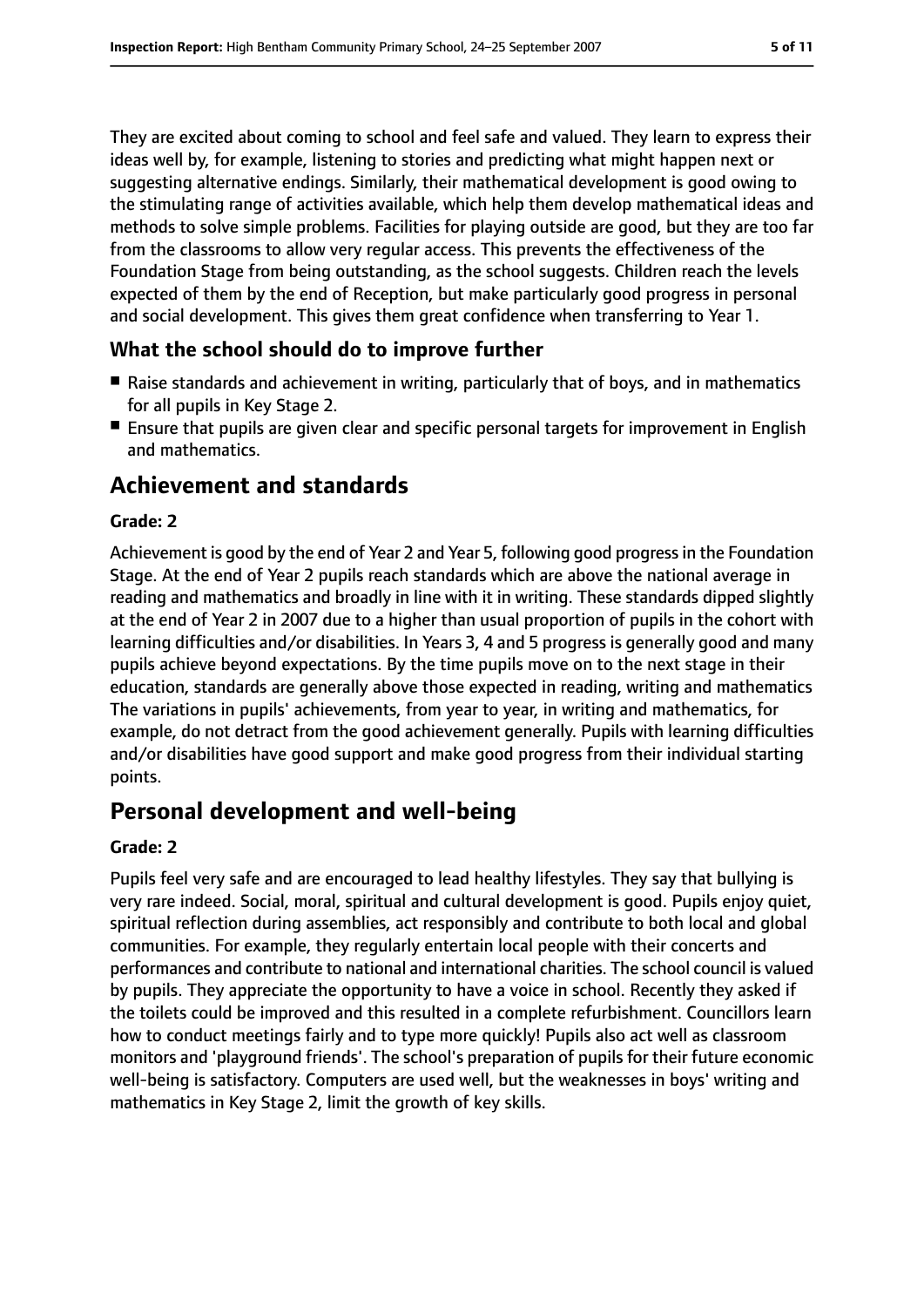They are excited about coming to school and feel safe and valued. They learn to express their ideas well by, for example, listening to stories and predicting what might happen next or suggesting alternative endings. Similarly, their mathematical development is good owing to the stimulating range of activities available, which help them develop mathematical ideas and methods to solve simple problems. Facilities for playing outside are good, but they are too far from the classrooms to allow very regular access. This prevents the effectiveness of the Foundation Stage from being outstanding, as the school suggests. Children reach the levels expected of them by the end of Reception, but make particularly good progress in personal and social development. This gives them great confidence when transferring to Year 1.

### What the school should do to improve further

- Raise standards and achievement in writing, particularly that of boys, and in mathematics for all pupils in Key Stage 2.
- Ensure that pupils are given clear and specific personal targets for improvement in English and mathematics.

## Achievement and standards

**Grade: 2**

Achievement is good by the end of Year 2 and Year 5, following good progress in the Foundation Stage. At the end of Year 2 pupils reach standards which are above the national average in reading and mathematics and broadly in line with it in writing. These standards dipped slightly at the end of Year 2 in 2007 due to a higher than usual proportion of pupils in the cohort with learning difficulties and/or disabilities. In Years 3, 4 and 5 progress is generally good and many pupils achieve beyond expectations. By the time pupils move on to the next stage in their education, standards are generally above those expected in reading, writing and mathematics The variations in pupils' achievements, from year to year, in writing and mathematics, for example, do not detract from the good achievement generally. Pupils with learning difficulties and/or disabilities have good support and make good progress from their individual starting points.

## Personal development and well-being

**Grade: 2**

Pupils feel very safe and are encouraged to lead healthy lifestyles. They say that bullying is very rare indeed. Social, moral, spiritual and cultural development is good. Pupils enjoy quiet, spiritual reflection during assemblies, act responsibly and contribute to both local and global communities. For example, they regularly entertain local people with their concerts and performances and contribute to national and international charities. The school council is valued by pupils. They appreciate the opportunity to have a voice in school. Recently they asked if the toilets could be improved and this resulted in a complete refurbishment. Councillors learn how to conduct meetings fairly and to type more quickly! Pupils also act well as classroom monitors and 'playground friends'. The school's preparation of pupils for their future economic well-being is satisfactory. Computers are used well, but the weaknesses in boys' writing and mathematics in Key Stage 2, limit the growth of key skills.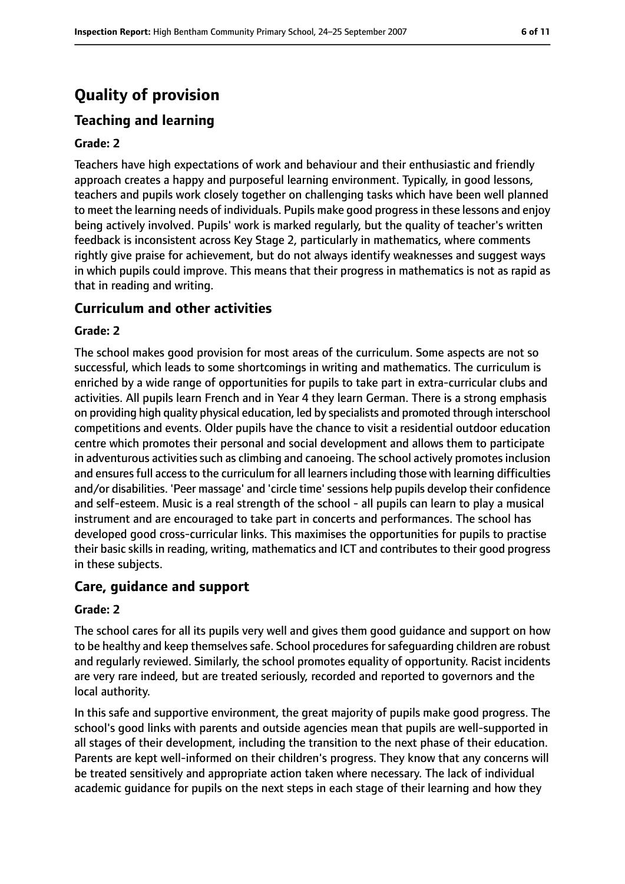# Quality of provision

## Teaching and learning

### Grade: 2

Teachers have high expectations of work and behaviour and their enthusiastic and friendly approach creates a happy and purposeful learning environment. Typically, in good lessons, teachers and pupils work closely together on challenging tasks which have been well planned to meet the learning needs of individuals. Pupils make good progress in these lessons and enjoy being actively involved. Pupils' work is marked regularly, but the quality of teacher's written feedback is inconsistent across Key Stage 2, particularly in mathematics, where comments rightly give praise for achievement, but do not always identify weaknesses and suggest ways in which pupils could improve. This means that their progress in mathematics is not as rapid as that in reading and writing.

## Curriculum and other activities

### Grade: 2

The school makes good provision for most areas of the curriculum. Some aspects are not so successful, which leads to some shortcomings in writing and mathematics. The curriculum is enriched by a wide range of opportunities for pupils to take part in extra-curricular clubs and activities. All pupils learn French and in Year 4 they learn German. There is a strong emphasis on providing high quality physical education, led by specialists and promoted through interschool competitions and events. Older pupils have the chance to visit a residential outdoor education centre which promotes their personal and social development and allows them to participate in adventurous activities such as climbing and canoeing. The school actively promotes inclusion and ensures full access to the curriculum for all learners including those with learning difficulties and/or disabilities. 'Peer massage' and 'circle time' sessions help pupils develop their confidence and self-esteem. Music is a real strength of the school - all pupils can learn to play a musical instrument and are encouraged to take part in concerts and performances. The school has developed good cross-curricular links. This maximises the opportunities for pupils to practise their basic skills in reading, writing, mathematics and ICT and contributes to their good progress in these subjects.

## Care, guidance and support

### Grade: 2

The school cares for all its pupils very well and gives them good guidance and support on how to be healthy and keep themselves safe. School procedures for safeguarding children are robust and regularly reviewed. Similarly, the school promotes equality of opportunity. Racist incidents are very rare indeed, but are treated seriously, recorded and reported to governors and the local authority.

In this safe and supportive environment, the great majority of pupils make good progress. The school's good links with parents and outside agencies mean that pupils are well-supported in all stages of their development, including the transition to the next phase of their education. Parents are kept well-informed on their children's progress. They know that any concerns will be treated sensitively and appropriate action taken where necessary. The lack of individual academic guidance for pupils on the next steps in each stage of their learning and how they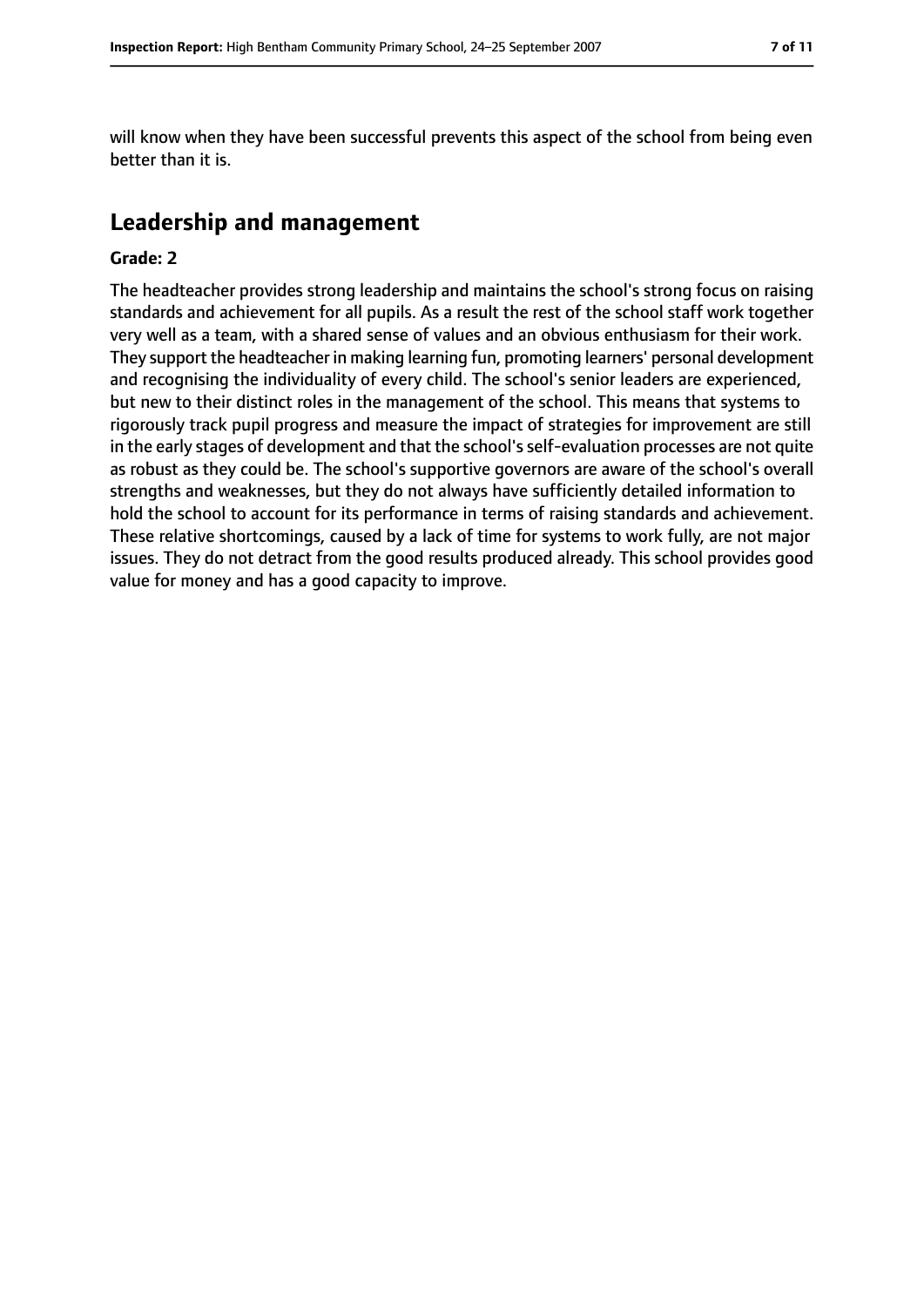will know when they have been successful prevents this aspect of the school from being even better than it is.

## Leadership and management

**Grade: 2**

The headteacher provides strong leadership and maintains the school's strong focus on raising standards and achievement for all pupils. As a result the rest of the school staff work together very well as a team, with a shared sense of values and an obvious enthusiasm for their work. They support the headteacher in making learning fun, promoting learners' personal development and recognising the individuality of every child. The school's senior leaders are experienced, but new to their distinct roles in the management of the school. This means that systems to rigorously track pupil progress and measure the impact of strategies for improvement are still in the early stages of development and that the school's self-evaluation processes are not quite as robust as they could be. The school's supportive governors are aware of the school's overall strengths and weaknesses, but they do not always have sufficiently detailed information to hold the school to account for its performance in terms of raising standards and achievement. These relative shortcomings, caused by a lack of time for systems to work fully, are not major issues. They do not detract from the good results produced already. This school provides good value for money and has a good capacity to improve.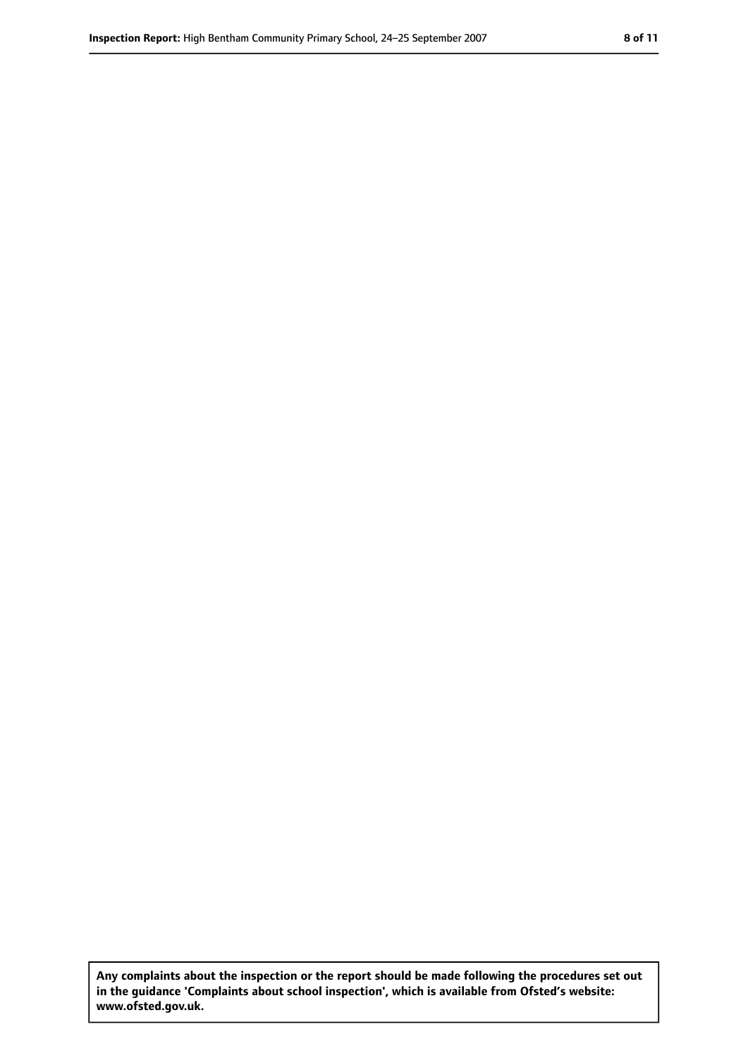**Any complaints about the inspection or the report should be made following the procedures set out in the guidance 'Complaints about school inspection', which is available from Ofsted's website: www.ofsted.gov.uk.**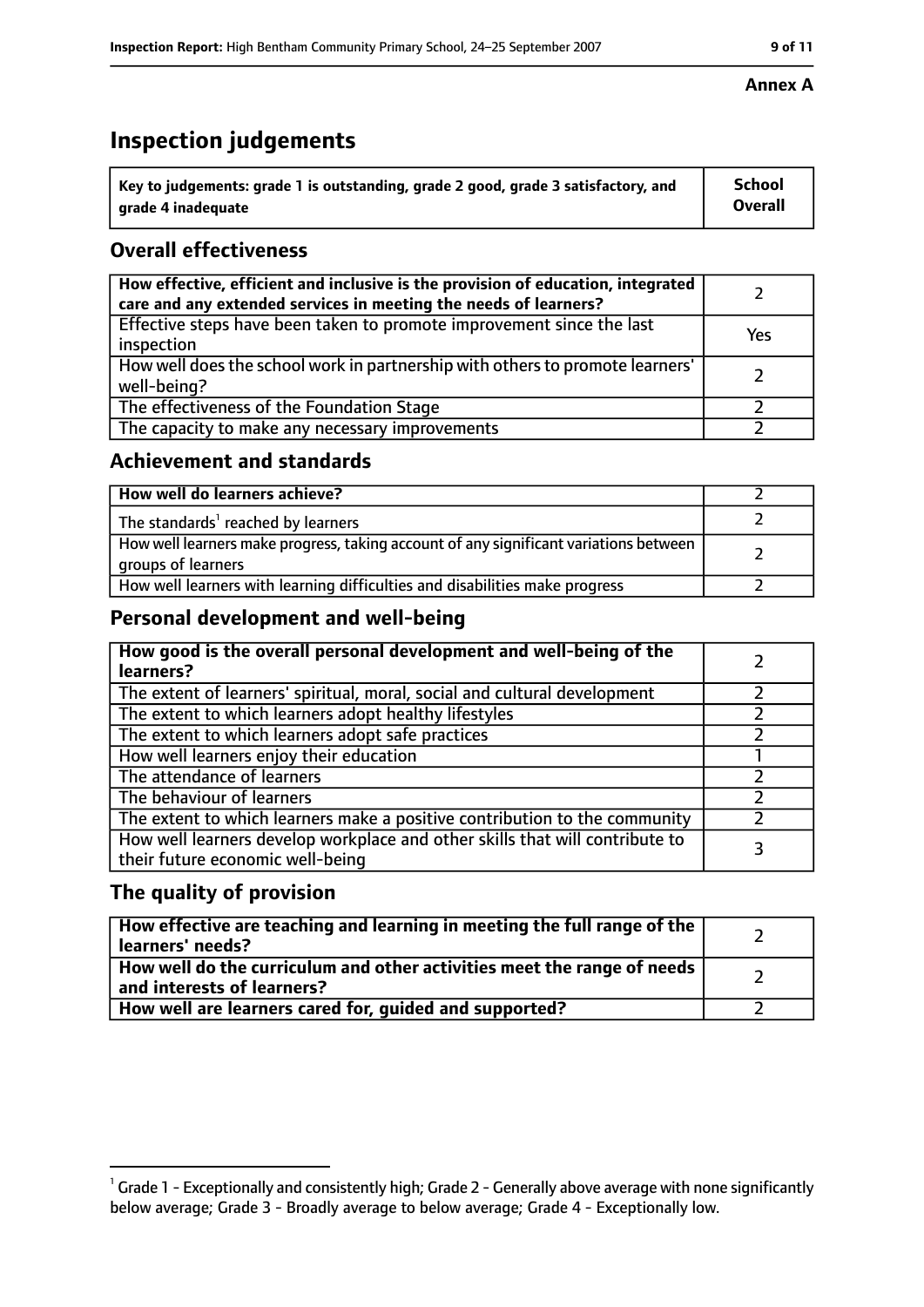**Annex A**

# Inspection judgements

| Key to judgements: grade 1 is outstanding, grade 2 good, grade 3 satisfactory, and grade 4 inadequate | School Overall |
|---|---|

## Overall effectiveness

| | |
|---|---|
| **How effective, efficient and inclusive is the provision of education, integrated care and any extended services in meeting the needs of learners?** | 2 |
| Effective steps have been taken to promote improvement since the last inspection | Yes |
| How well does the school work in partnership with others to promote learners' well-being? | 2 |
| The effectiveness of the Foundation Stage | 2 |
| The capacity to make any necessary improvements | 2 |

## Achievement and standards

| | |
|---|---|
| **How well do learners achieve?** | 2 |
| The standards[1] reached by learners | 2 |
| How well learners make progress, taking account of any significant variations between groups of learners | 2 |
| How well learners with learning difficulties and disabilities make progress | 2 |

## Personal development and well-being

| | |
|---|---|
| **How good is the overall personal development and well-being of the learners?** | 2 |
| The extent of learners' spiritual, moral, social and cultural development | 2 |
| The extent to which learners adopt healthy lifestyles | 2 |
| The extent to which learners adopt safe practices | 2 |
| How well learners enjoy their education | 1 |
| The attendance of learners | 2 |
| The behaviour of learners | 2 |
| The extent to which learners make a positive contribution to the community | 2 |
| How well learners develop workplace and other skills that will contribute to their future economic well-being | 3 |

## The quality of provision

| | |
|---|---|
| **How effective are teaching and learning in meeting the full range of the learners' needs?** | 2 |
| **How well do the curriculum and other activities meet the range of needs and interests of learners?** | 2 |
| **How well are learners cared for, guided and supported?** | 2 |

[1] Grade 1 - Exceptionally and consistently high; Grade 2 - Generally above average with none significantly below average; Grade 3 - Broadly average to below average; Grade 4 - Exceptionally low.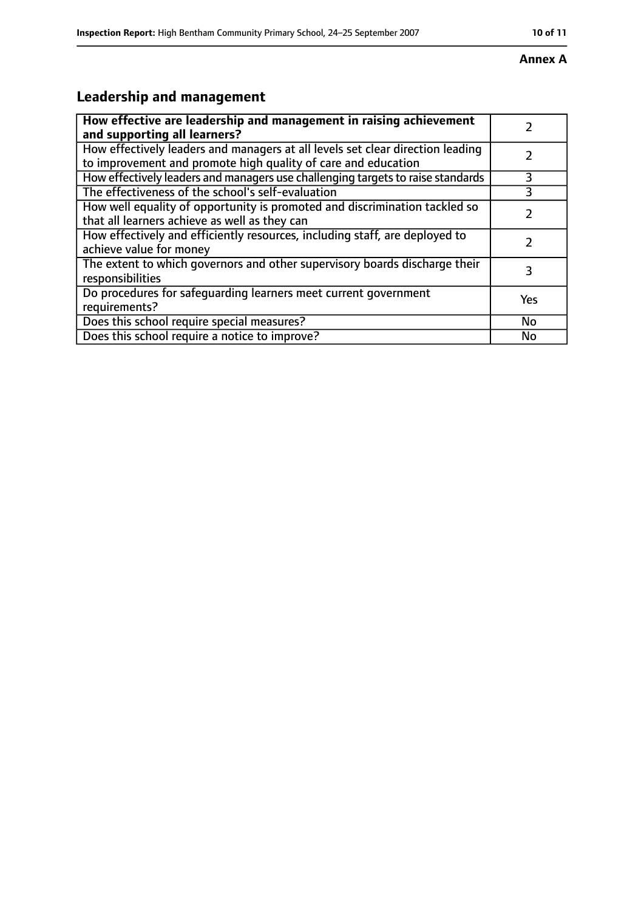**Annex A**

## Leadership and management

| **How effective are leadership and management in raising achievement and supporting all learners?** | 2 |
|---|---|
| How effectively leaders and managers at all levels set clear direction leading to improvement and promote high quality of care and education | 2 |
| How effectively leaders and managers use challenging targets to raise standards | 3 |
| The effectiveness of the school's self-evaluation | 3 |
| How well equality of opportunity is promoted and discrimination tackled so that all learners achieve as well as they can | 2 |
| How effectively and efficiently resources, including staff, are deployed to achieve value for money | 2 |
| The extent to which governors and other supervisory boards discharge their responsibilities | 3 |
| Do procedures for safeguarding learners meet current government requirements? | Yes |
| Does this school require special measures? | No |
| Does this school require a notice to improve? | No |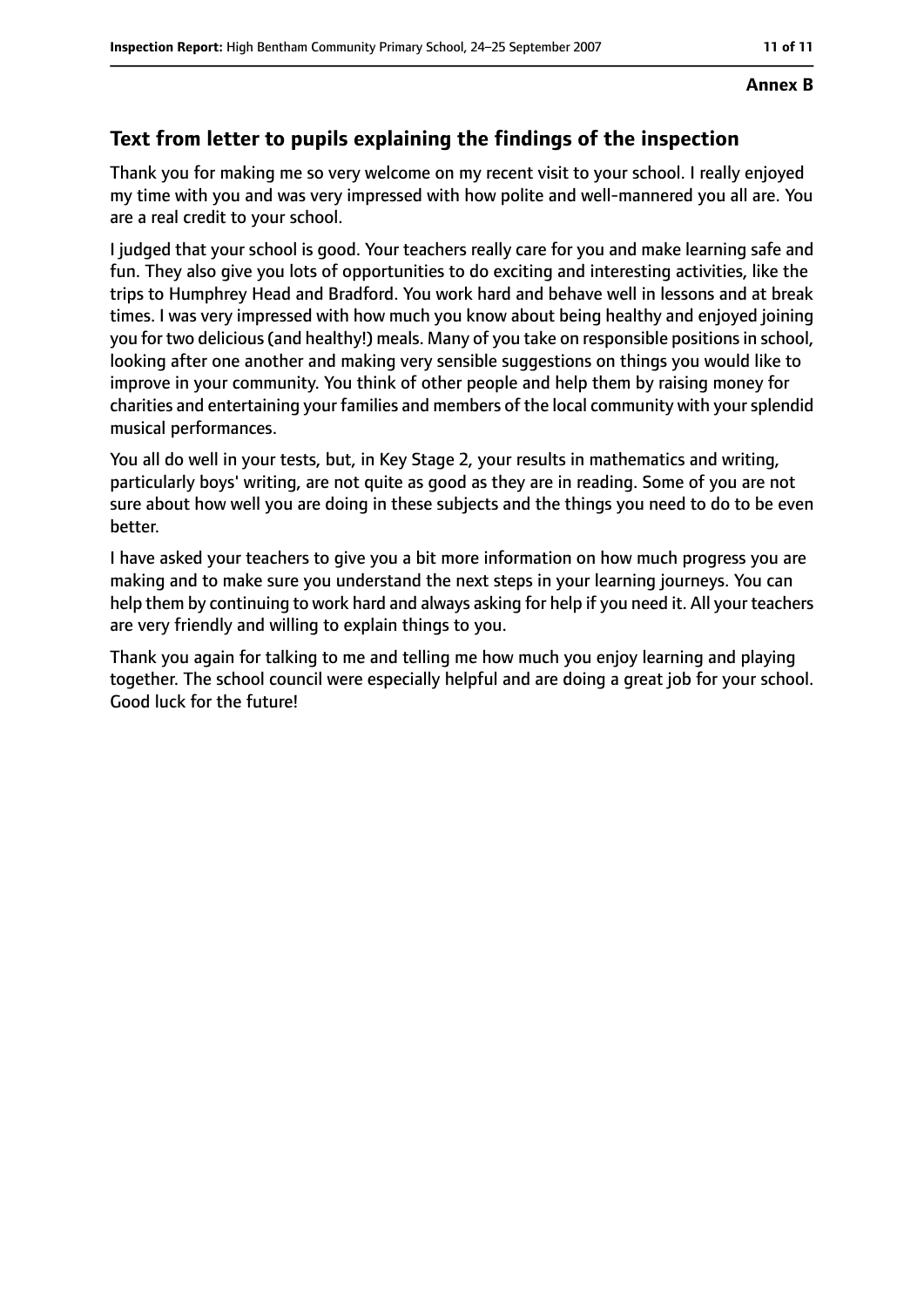**Annex B**

## Text from letter to pupils explaining the findings of the inspection

Thank you for making me so very welcome on my recent visit to your school. I really enjoyed my time with you and was very impressed with how polite and well-mannered you all are. You are a real credit to your school.

I judged that your school is good. Your teachers really care for you and make learning safe and fun. They also give you lots of opportunities to do exciting and interesting activities, like the trips to Humphrey Head and Bradford. You work hard and behave well in lessons and at break times. I was very impressed with how much you know about being healthy and enjoyed joining you for two delicious (and healthy!) meals. Many of you take on responsible positions in school, looking after one another and making very sensible suggestions on things you would like to improve in your community. You think of other people and help them by raising money for charities and entertaining your families and members of the local community with your splendid musical performances.

You all do well in your tests, but, in Key Stage 2, your results in mathematics and writing, particularly boys' writing, are not quite as good as they are in reading. Some of you are not sure about how well you are doing in these subjects and the things you need to do to be even better.

I have asked your teachers to give you a bit more information on how much progress you are making and to make sure you understand the next steps in your learning journeys. You can help them by continuing to work hard and always asking for help if you need it. All your teachers are very friendly and willing to explain things to you.

Thank you again for talking to me and telling me how much you enjoy learning and playing together. The school council were especially helpful and are doing a great job for your school. Good luck for the future!